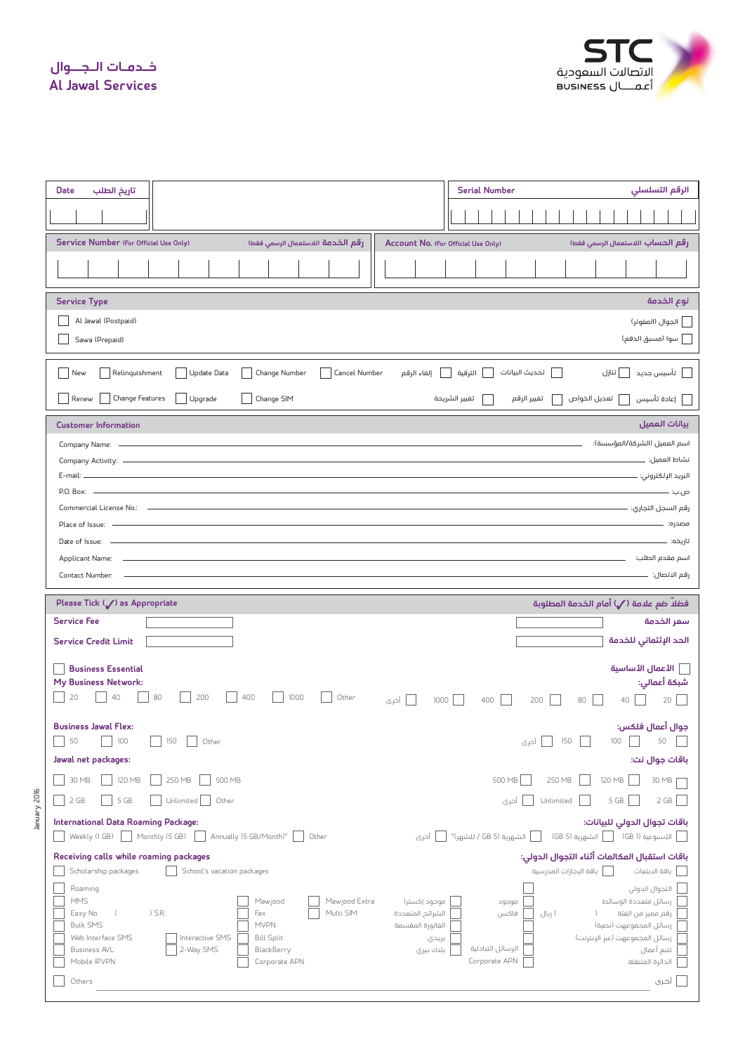STC
الاتصالات السعودية
BUSINESS أعـمـال

# خـدمـات الـجـوال
# Al Jawal Services

| Date | تاريخ الطلب | | Serial Number | الرقم التسلسلي |
|---|---|---|---|---|
| | | | | |

| Service Number (For Official Use Only) | رقم الخدمة (للاستعمال الرسمي فقط) | Account No. (For Official Use Only) | رقم الحساب (للاستعمال الرسمي فقط) |
|---|---|---|---|
| | | | |

## Service Type — نوع الخدمة

- ☐ Al Jawal (Postpaid) — الجوال (المفوتر) ☐
- ☐ Sawa (Prepaid) — سوا (مسبق الدفع) ☐

- ☐ New ☐ Relinquishment ☐ Update Data ☐ Change Number ☐ Cancel Number — إلغاء الرقم ☐ الترقية ☐ تحديث البيانات ☐ تنازل ☐ تأسيس جديد ☐
- ☐ Renew ☐ Change Features ☐ Upgrade ☐ Change SIM — تغيير الشريحة ☐ تغيير الرقم ☐ تعديل الخواص ☐ إعادة تأسيس ☐

## Customer Information — بيانات العميل

- Company Name: ________ اسم العميل (الشركة/المؤسسة):
- Company Activity: ________ نشاط العميل:
- E-mail: ________ البريد الإلكتروني:
- P.O. Box: ________ ص.ب:
- Commercial License No.: ________ رقم السجل التجاري:
- Place of Issue: ________ مصدره:
- Date of Issue: ________ تاريخه:
- Applicant Name: ________ اسم مقدم الطلب:
- Contact Number: ________ رقم الاتصال:

## Please Tick (✓) as Appropriate — فضلاً ضع علامة (✓) أمام الخدمة المطلوبة

- **Service Fee** ________ ________ **سعر الخدمة**
- **Service Credit Limit** ________ ________ **الحد الإئتماني للخدمة**

☐ **Business Essential** — **الأعمال الأساسية** ☐

**My Business Network:** — **شبكة أعمالي:**

☐ 20 ☐ 40 ☐ 80 ☐ 200 ☐ 400 ☐ 1000 ☐ Other — أخرى ☐ 1000 ☐ 400 ☐ 200 ☐ 80 ☐ 40 ☐ 20 ☐

**Business Jawal Flex:** — **جوال أعمال فلكس:**

☐ 50 ☐ 100 ☐ 150 ☐ Other — أخرى ☐ 150 ☐ 100 ☐ 50 ☐

**Jawal net packages:** — **باقات جوال نت:**

☐ 30 MB ☐ 120 MB ☐ 250 MB ☐ 500 MB — 500 MB ☐ 250 MB ☐ 120 MB ☐ 30 MB ☐

☐ 2 GB ☐ 5 GB ☐ Unlimited ☐ Other — أخرى ☐ Unlimited ☐ 5 GB ☐ 2 GB ☐

**International Data Roaming Package:** — **باقات تجوال الدولي للبيانات:**

☐ Weekly (1 GB) ☐ Monthly (5 GB) ☐ Annually (5 GB/Month)* ☐ Other — أخرى ☐ السنوية (5 GB / للشهر)* ☐ الشهرية (5 GB) ☐ الأسبوعية (1 GB) ☐

**Receiving calls while roaming packages** — **باقات استقبال المكالمات أثناء التجوال الدولي:**

☐ Scholarship packages ☐ School's vacation packages — باقة الإجازات المدرسية ☐ باقة الابتعاث ☐

- ☐ Roaming — التجوال الدولي ☐
- ☐ MMS ☐ Mawjood ☐ Mawjood Extra — موجود إكسترا ☐ موجود ☐ رسائل متعددة الوسائط ☐
- ☐ Easy No. ( ) S.R. ☐ Fax ☐ Multi SIM — الشرائح المتعددة ☐ فاكس ☐ رقم مميز من الفئة ( ) ريال ☐
- ☐ Bulk SMS ☐ MVPN — الفاتورة المقسمة ☐ رسائل المجموعات (نصية) ☐
- ☐ Web Interface SMS ☐ Interactive SMS ☐ Bill Split — بريدي ☐ رسائل المجموعات (عبر الإنترنت) ☐
- ☐ Business AVL ☐ 2-Way SMS ☐ BlackBerry — بلاك بيري ☐ الرسائل التبادلية ☐ تتبع أعمال ☐
- ☐ Mobile IPVPN ☐ Corporate APN — Corporate APN ☐ الدائرة المتنقلة ☐

☐ Others — أخرى ☐

January 2016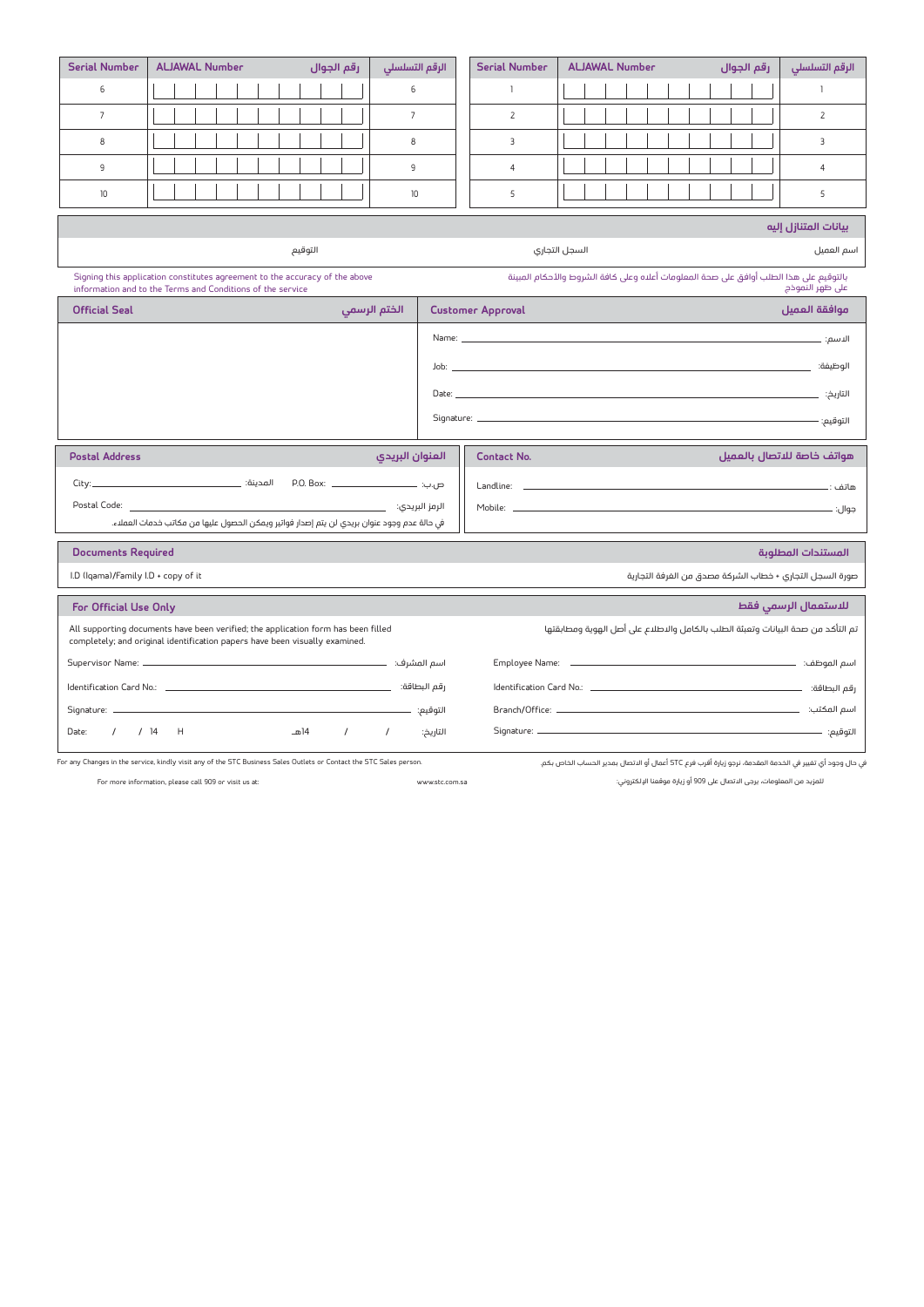| Serial Number | ALJAWAL Number | رقم الجوال | الرقم التسلسلي | Serial Number | ALJAWAL Number | رقم الجوال | الرقم التسلسلي |
|---|---|---|---|---|---|---|---|
| 6 | | | 6 | 1 | | | 1 |
| 7 | | | 7 | 2 | | | 2 |
| 8 | | | 8 | 3 | | | 3 |
| 9 | | | 9 | 4 | | | 4 |
| 10 | | | 10 | 5 | | | 5 |

## بيانات المتنازل إليه

اسم العميل | السجل التجاري | التوقيع

بالتوقيع على هذا الطلب أوافق على صحة المعلومات أعلاه وعلى كافة الشروط والأحكام المبينة على ظهر النموذج

Signing this application constitutes agreement to the accuracy of the above information and to the Terms and Conditions of the service

## Customer Approval موافقة العميل

Name: ____________________ :الاسم

Job: ____________________ :الوظيفة

Date: ____________________ :التاريخ

Signature: ____________________ :التوقيع

## Official Seal الختم الرسمي

## Contact No. هواتف خاصة للاتصال بالعميل

Landline: ____________________ : هاتف

Mobile: ____________________ :جوال

## Postal Address العنوان البريدي

City: ____________ :المدينة P.O. Box: ____________ :ص.ب

Postal Code: ____________________ :الرمز البريدي

في حالة عدم وجود عنوان بريدي لن يتم إصدار فواتير ويمكن الحصول عليها من مكاتب خدمات العملاء.

## Documents Required المستندات المطلوبة

I.D (Iqama)/Family I.D + copy of it

صورة السجل التجاري + خطاب الشركة مصدق من الغرفة التجارية

## For Official Use Only للاستعمال الرسمي فقط

All supporting documents have been verified; the application form has been filled completely; and original identification papers have been visually examined.

تم التأكد من صحة البيانات وتعبئة الطلب بالكامل والاطلاع على أصل الهوية ومطابقتها

Supervisor Name: ____________________ :اسم المشرف

Identification Card No.: ____________________ :رقم البطاقة

Signature: ____________________ :التوقيع

Date: / / 14 H ـه14 / / :التاريخ

Employee Name: ____________________ :اسم الموظف

Identification Card No.: ____________________ :رقم البطاقة

Branch/Office: ____________________ :اسم المكتب

Signature: ____________________ :التوقيع

For any Changes in the service, kindly visit any of the STC Business Sales Outlets or Contact the STC Sales person.

في حال وجود أي تغيير في الخدمة المقدمة، نرجو زيارة أقرب فرع STC أعمال أو الاتصال بمدير الحساب الخاص بكم.

For more information, please call 909 or visit us at: www.stc.com.sa

للمزيد من المعلومات، يرجى الاتصال على 909 أو زيارة موقعنا الإلكتروني: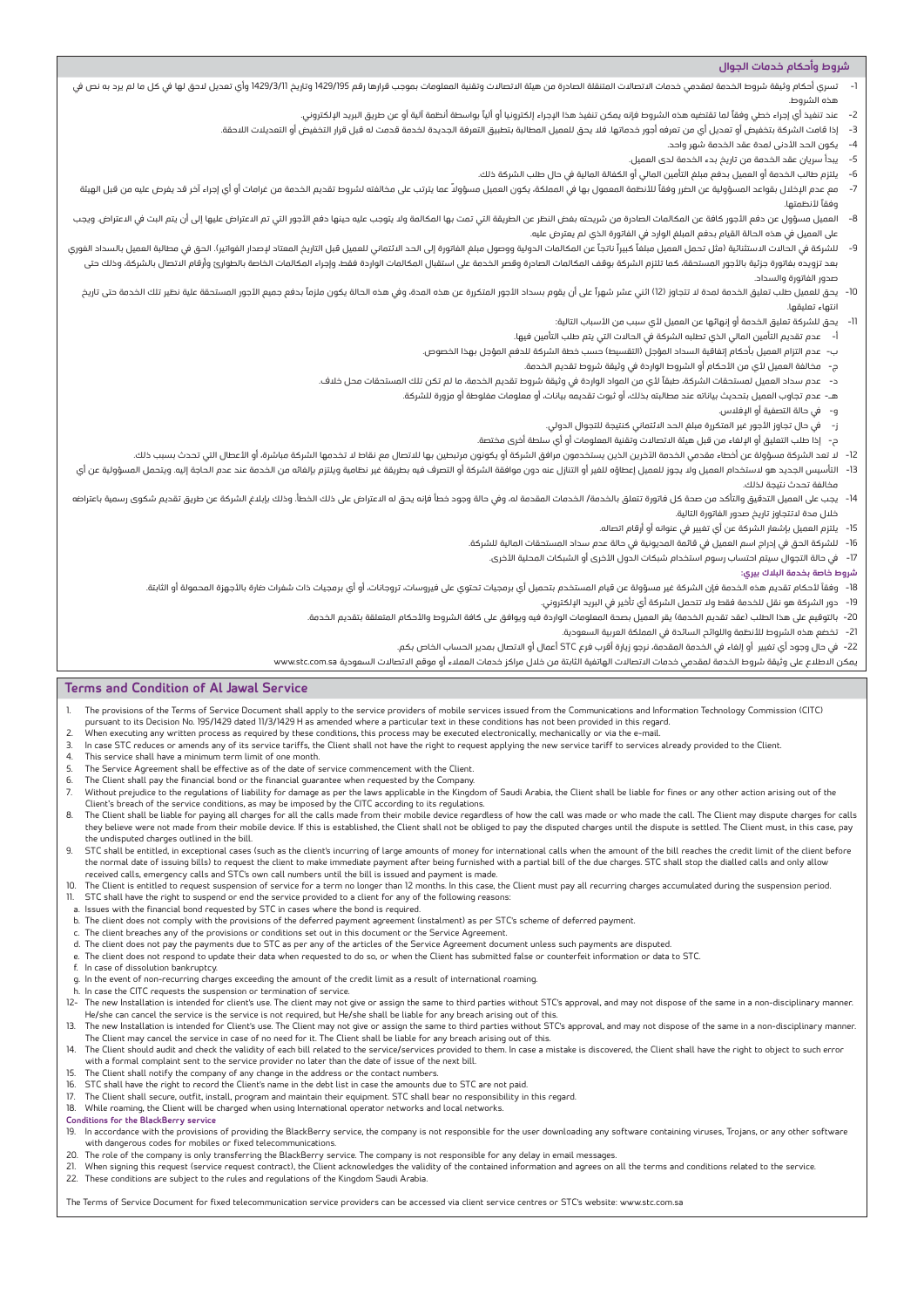## شروط وأحكام خدمات الجوال

1- تسري أحكام وثيقة شروط الخدمة لمقدمي خدمات الاتصالات المتنقلة الصادرة من هيئة الاتصالات وتقنية المعلومات بموجب قرارها رقم 1429/195 وتاريخ 1429/3/11 وأي تعديل لاحق لها في كل ما لم يرد به نص في هذه الشروط.

2- عند تنفيذ أي إجراء خطي وفقاً لما تقتضيه هذه الشروط فإنه يمكن تنفيذ هذا الإجراء إلكترونيا أو آلياً بواسطة أنظمة آلية أو عن طريق البريد الإلكتروني.

3- إذا قامت الشركة بتخفيض أو تعديل أي من تعرفه أجور خدماتها، فلا يحق للعميل المطالبة بتطبيق التعرفة الجديدة لخدمة قدمت له قبل قرار التخفيض أو التعديلات اللاحقة.

4- يكون الحد الأدنى لمدة عقد الخدمة شهر واحد.

5- يبدأ سريان عقد الخدمة من تاريخ بدء الخدمة لدى العميل.

6- يلتزم طالب الخدمة أو العميل بدفع مبلغ التأمين المالي أو الكفالة المالية في حال طلب الشركة ذلك.

7- مع عدم الإخلال بقواعد المسؤولية عن الضرر وفقاً للأنظمة المعمول بها في المملكة، يكون العميل مسؤولاً عما يترتب على مخالفته لشروط تقديم الخدمة من غرامات أو أي إجراء آخر قد يفرض عليه من قبل الهيئة وفقاً لأنظمتها.

8- العميل مسؤول عن دفع الأجور كافة عن المكالمات الصادرة من شريحته بغض النظر عن الطريقة التي تمت بها المكالمة ولا يتوجب عليه حينها دفع الأجور التي تم الاعتراض عليها إلى أن يتم البت في الاعتراض، ويجب على العميل في هذه الحالة القيام بدفع المبلغ الوارد في الفاتورة الذي لم يعترض عليه.

9- للشركة في الحالات الاستثنائية (مثل تحمل العميل مبلغاً كبيراً ناتجاً عن المكالمات الدولية ووصول مبلغ الفاتورة إلى الحد الائتماني للعميل قبل التاريخ المعتاد لإصدار الفواتير)، الحق في مطالبة العميل بالسداد الفوري بعد تزويده بفاتورة جزئية بالأجور المستحقة، كما تلتزم الشركة بوقف المكالمات الصادرة وقصر الخدمة على استقبال المكالمات وإجراء المكالمات الواردة فقط، وإجراء المكالمات الخاصة بالطوارئ وأرقام الاتصال بالشركة، وذلك حتى صدور الفاتورة والسداد.

10- يحق للعميل طلب تعليق الخدمة لمدة لا تتجاوز (12) اثني عشر شهراً على أن يقوم بسداد الأجور المتكررة عن هذه المدة، وفي هذه الحالة يكون ملزماً بدفع جميع الأجور المستحقة علية نظير تلك الخدمة حتى تاريخ انتهاء تعليقها.

11- يحق للشركة تعليق الخدمة أو إنهائها عن العميل لأي سبب من الأسباب التالية:
   - أ- عدم تقديم التأمين المالي الذي تطلبه الشركة في الحالات التي يتم طلب التأمين فيها.
   - ب- عدم التزام العميل بأحكام إتفاقية السداد المؤجل (التقسيط) حسب خطة الشركة للدفع المؤجل بهذا الخصوص.
   - ج- مخالفة العميل لأي من الأحكام أو الشروط الواردة في وثيقة شروط تقديم الخدمة.
   - د- عدم سداد العميل لمستحقات الشركة، طبقاً لأي من المواد الواردة في وثيقة شروط تقديم الخدمة، ما لم تكن تلك المستحقات محل خلاف.
   - هـ- عدم تجاوب العميل بتحديث بياناته عند مطالبته بذلك، أو ثبوت تقديمه بيانات، أو معلومات مغلوطة أو مزورة للشركة.
   - و- في حالة التصفية أو الإفلاس.
   - ز- في حال تجاوز الأجور غير المتكررة مبلغ الحد الائتماني كنتيجة للتجوال الدولي.
   - ح- إذا طلب التعليق أو الإلغاء من قبل هيئة الاتصالات وتقنية المعلومات أو أي سلطة أخرى مختصة.

12- لا تعد الشركة مسؤولة عن أخطاء مقدمي الخدمة الآخرين الذين يستخدمون مرافق الشركة أو يكونون مرتبطين بها للاتصال مع نقاط لا تخدمها الشركة مباشرة، أو الأعطال التي تحدث بسبب ذلك.

13- التأسيس الجديد هو لاستخدام العميل ولا يجوز للعميل إعطاؤه للغير أو التنازل عنه دون موافقة الشركة أو التصرف فيه بطريقة غير نظامية ويلتزم بإلغائه من الخدمة عند عدم الحاجة إليه. ويتحمل المسؤولية عن أي مخالفة تحدث نتيجة لذلك.

14- يجب على العميل التدقيق والتأكد من صحة كل فاتورة تتعلق بالخدمة/ الخدمات المقدمة له، وفي حالة وجود خطأ فإنه يحق له الاعتراض على ذلك الخطأ، وذلك بإبلاغ الشركة عن طريق تقديم شكوى رسمية باعتراضه خلال مدة لاتتجاوز تاريخ صدور الفاتورة التالية.

15- يلتزم العميل بإشعار الشركة عن أي تغيير في عنوانه أو أرقام اتصاله.

16- للشركة الحق في إدراج اسم العميل في قائمة المديونية في حالة عدم سداد المستحقات المالية للشركة.

17- في حالة التجوال سيتم احتساب رسوم استخدام شبكات الدول الأخرى أو الشبكات المحلية الأخرى.

**شروط خاصة بخدمة البلاك بيري:**

18- وفقاً لأحكام تقديم هذه الخدمة فإن الشركة غير مسؤولة عن قيام المستخدم بتحميل أي برمجيات تحتوي على فيروسات، تروجانات، أو أي برمجيات ذات شفرات ضارة بالأجهزة المحمولة أو الثابتة.

19- دور الشركة هو نقل للخدمة فقط ولا تتحمل الشركة أي تأخير في البريد الإلكتروني.

20- بالتوقيع على هذا الطلب (عقد تقديم الخدمة) يقر العميل بصحة المعلومات الواردة فيه ويوافق على كافة الشروط والأحكام المتعلقة بتقديم الخدمة.

21- تخضع هذه الشروط للأنظمة واللوائح السائدة في المملكة العربية السعودية.

22- في حال وجود أي تغيير أو إلغاء في الخدمة المقدمة، نرجو زيارة أقرب فرع STC أعمال أو الاتصال بمدير الحساب الخاص بكم.

يمكن الاطلاع على وثيقة شروط الخدمة لمقدمي خدمات الاتصالات الهاتفية الثابتة من خلال مراكز خدمات العملاء أو موقع الاتصالات السعودية www.stc.com.sa

## Terms and Condition of Al Jawal Service

1. The provisions of the Terms of Service Document shall apply to the service providers of mobile services issued from the Communications and Information Technology Commission (CITC) pursuant to its Decision No. 195/1429 dated 11/3/1429 H as amended where a particular text in these conditions has not been provided in this regard.
2. When executing any written process as required by these conditions, this process may be executed electronically, mechanically or via the e-mail.
3. In case STC reduces or amends any of its service tariffs, the Client shall not have the right to request applying the new service tariff to services already provided to the Client.
4. This service shall have a minimum term limit of one month.
5. The Service Agreement shall be effective as of the date of service commencement with the Client.
6. The Client shall pay the financial bond or the financial guarantee when requested by the Company.
7. Without prejudice to the regulations of liability for damage as per the laws applicable in the Kingdom of Saudi Arabia, the Client shall be liable for fines or any other action arising out of the Client's breach of the service conditions, as may be imposed by the CITC according to its regulations.
8. The Client shall be liable for paying all charges for all the calls made from their mobile device regardless of how the call was made or who made the call. The Client may dispute charges for calls they believe were not made from their mobile device. If this is established, the Client shall not be obliged to pay the disputed charges until the dispute is settled. The Client must, in this case, pay the undisputed charges outlined in the bill.
9. STC shall be entitled, in exceptional cases (such as the client's incurring of large amounts of money for international calls when the amount of the bill reaches the credit limit of the client before the normal date of issuing bills) to request the client to make immediate payment after being furnished with a partial bill of the due charges. STC shall stop the dialled calls and only allow received calls, emergency calls and STC's own call numbers until the bill is issued and payment is made.
10. The Client is entitled to request suspension of service for a term no longer than 12 months. In this case, the Client must pay all recurring charges accumulated during the suspension period.
11. STC shall have the right to suspend or end the service provided to a client for any of the following reasons:
    a. Issues with the financial bond requested by STC in cases where the bond is required.
    b. The client does not comply with the provisions of the deferred payment agreement (instalment) as per STC's scheme of deferred payment.
    c. The client breaches any of the provisions or conditions set out in this document or the Service Agreement.
    d. The client does not pay the payments due to STC as per any of the articles of the Service Agreement document unless such payments are disputed.
    e. The client does not respond to update their data when requested to do so, or when the Client has submitted false or counterfeit information or data to STC.
    f. In case of dissolution bankruptcy.
    g. In the event of non-recurring charges exceeding the amount of the credit limit as a result of international roaming.
    h. In case the CITC requests the suspension or termination of service.
12. The new Installation is intended for client's use. The client may not give or assign the same to third parties without STC's approval, and may not dispose of the same in a non-disciplinary manner. He/she can cancel the service is the service is not required, but He/she shall be liable for any breach arising out of this.
13. The new Installation is intended for Client's use. The Client may not give or assign the same to third parties without STC's approval, and may not dispose of the same in a non-disciplinary manner. The Client may cancel the service in case of no need for it. The Client shall be liable for any breach arising out of this.
14. The Client should audit and check the validity of each bill related to the service/services provided to them. In case a mistake is discovered, the Client shall have the right to object to such error with a formal complaint sent to the service provider no later than the date of issue of the next bill.
15. The Client shall notify the company of any change in the address or the contact numbers.
16. STC shall have the right to record the Client's name in the debt list in case the amounts due to STC are not paid.
17. The Client shall secure, outfit, install, program and maintain their equipment. STC shall bear no responsibility in this regard.
18. While roaming, the Client will be charged when using International operator networks and local networks.

**Conditions for the BlackBerry service**

19. In accordance with the provisions of providing the BlackBerry service, the company is not responsible for the user downloading any software containing viruses, Trojans, or any other software with dangerous codes for mobiles or fixed telecommunications.
20. The role of the company is only transferring the BlackBerry service. The company is not responsible for any delay in email messages.
21. When signing this request (service request contract), the Client acknowledges the validity of the contained information and agrees on all the terms and conditions related to the service.
22. These conditions are subject to the rules and regulations of the Kingdom Saudi Arabia.

The Terms of Service Document for fixed telecommunication service providers can be accessed via client service centres or STC's website: www.stc.com.sa